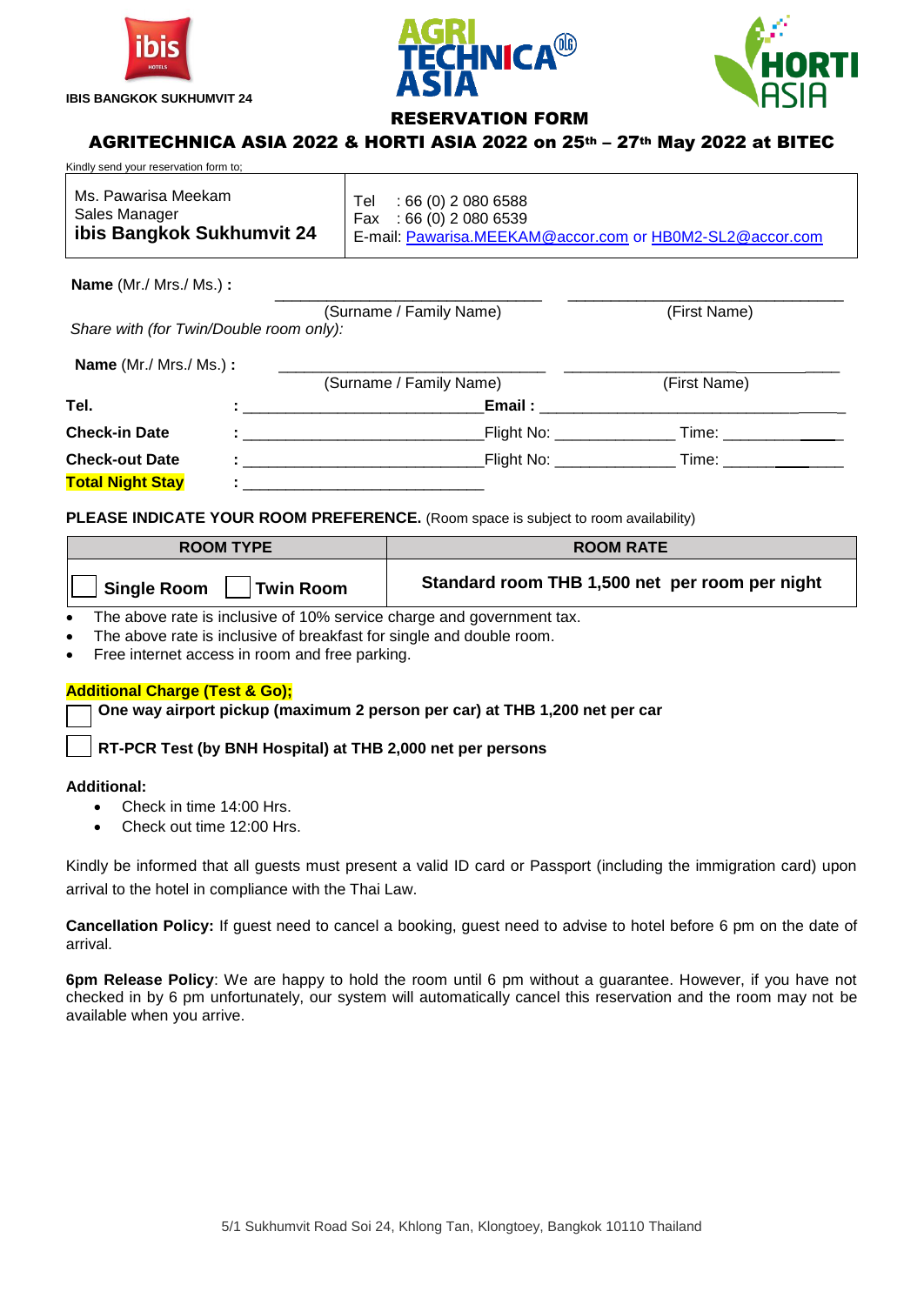IBIS BANGKOK SUKHUMVIT 24

# RESERVATION FORM

## AGRITECHNICA ASIA 2022 & HORTI ASIA 2022 on 25th – 27th May 2022 at BITEC

Kindly send your reservation form to;

| Ms. Pawarisa Meekam<br>Sales Manager<br>**ibis Bangkok Sukhumvit 24** | Tel : 66 (0) 2 080 6588<br>Fax : 66 (0) 2 080 6539<br>E-mail: Pawarisa.MEEKAM@accor.com or HB0M2-SL2@accor.com |
|---|---|

**Name** (Mr./ Mrs./ Ms.) **:** ______________________________ ______________________________

(Surname / Family Name) (First Name)

*Share with (for Twin/Double room only):*

**Name** (Mr./ Mrs./ Ms.) **:** ______________________________ ______________________________

(Surname / Family Name) (First Name)

**Tel.** : ___________________________ **Email :** ______________________________

**Check-in Date** : ___________________________ Flight No: _____________ Time: _____________

**Check-out Date** : ___________________________ Flight No: _____________ Time: _____________

**Total Night Stay** : ___________________________

**PLEASE INDICATE YOUR ROOM PREFERENCE.** (Room space is subject to room availability)

| ROOM TYPE | ROOM RATE |
|---|---|
| ☐ **Single Room** ☐ **Twin Room** | **Standard room THB 1,500 net per room per night** |

- The above rate is inclusive of 10% service charge and government tax.
- The above rate is inclusive of breakfast for single and double room.
- Free internet access in room and free parking.

**Additional Charge (Test & Go);**

☐ **One way airport pickup (maximum 2 person per car) at THB 1,200 net per car**

☐ **RT-PCR Test (by BNH Hospital) at THB 2,000 net per persons**

**Additional:**

- Check in time 14:00 Hrs.
- Check out time 12:00 Hrs.

Kindly be informed that all guests must present a valid ID card or Passport (including the immigration card) upon arrival to the hotel in compliance with the Thai Law.

**Cancellation Policy:** If guest need to cancel a booking, guest need to advise to hotel before 6 pm on the date of arrival.

**6pm Release Policy**: We are happy to hold the room until 6 pm without a guarantee. However, if you have not checked in by 6 pm unfortunately, our system will automatically cancel this reservation and the room may not be available when you arrive.

5/1 Sukhumvit Road Soi 24, Khlong Tan, Klongtoey, Bangkok 10110 Thailand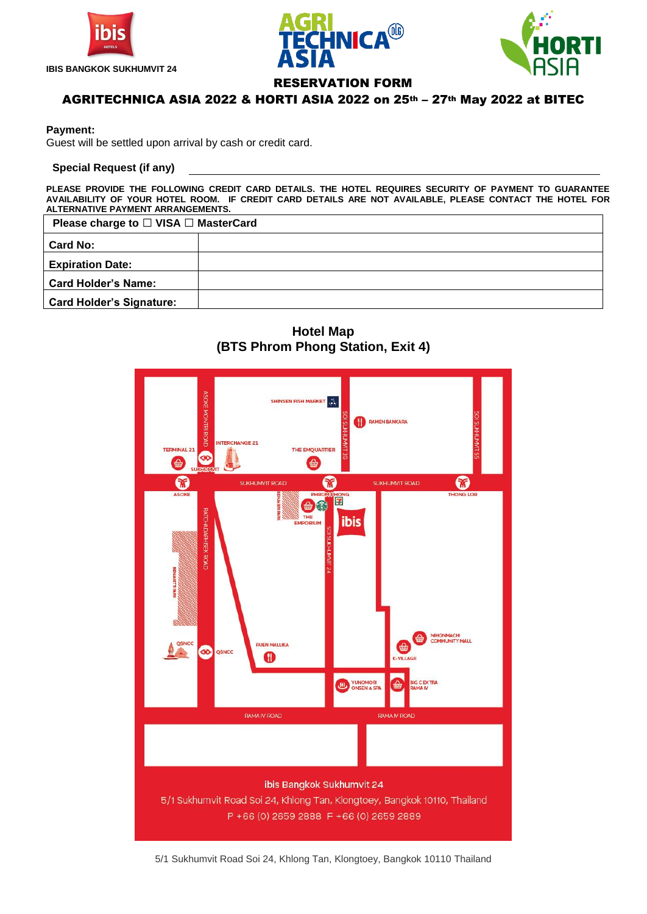IBIS BANGKOK SUKHUMVIT 24

# RESERVATION FORM

## AGRITECHNICA ASIA 2022 & HORTI ASIA 2022 on 25th – 27th May 2022 at BITEC

**Payment:**
Guest will be settled upon arrival by cash or credit card.

**Special Request (if any)** \_\_\_\_\_\_\_\_\_\_\_\_\_\_\_\_\_\_\_\_\_\_\_\_\_\_\_\_\_\_\_\_\_\_\_\_

**PLEASE PROVIDE THE FOLLOWING CREDIT CARD DETAILS. THE HOTEL REQUIRES SECURITY OF PAYMENT TO GUARANTEE AVAILABILITY OF YOUR HOTEL ROOM. IF CREDIT CARD DETAILS ARE NOT AVAILABLE, PLEASE CONTACT THE HOTEL FOR ALTERNATIVE PAYMENT ARRANGEMENTS.**

| Please charge to ☐ VISA ☐ MasterCard | |
|---|---|
| **Card No:** | |
| **Expiration Date:** | |
| **Card Holder's Name:** | |
| **Card Holder's Signature:** | |

### Hotel Map
### (BTS Phrom Phong Station, Exit 4)

SHINSEN FISH MARKET
RAMEN BANKARA
INTERCHANGE 21
THE EMQUARTIER
TERMINAL 21
SUKHUMVIT
ASOKE MONTRI ROAD
SOI SUKHUMVIT 39
SOI SUKHUMVIT 55
SUKHUMVIT ROAD
SUKHUMVIT ROAD
ASOKE
PHROM PHONG
THONG LOR
BENJASIRI PARK
THE EMPORIUM
ibis
RATCHADAPHISEK ROAD
SOI SUKHUMVIT 24
BENJAKITTI PARK
NIHONMACHI COMMUNITY MALL
K-VILLAGE
QSNCC
QSNCC
RUEN MALLIKA
YUNOMORI ONSEN & SPA
BIG C EXTRA RAMA IV
RAMA IV ROAD
RAMA IV ROAD

ibis Bangkok Sukhumvit 24
5/1 Sukhumvit Road Soi 24, Khlong Tan, Klongtoey, Bangkok 10110, Thailand
P +66 (0) 2659 2888 F +66 (0) 2659 2889

5/1 Sukhumvit Road Soi 24, Khlong Tan, Klongtoey, Bangkok 10110 Thailand